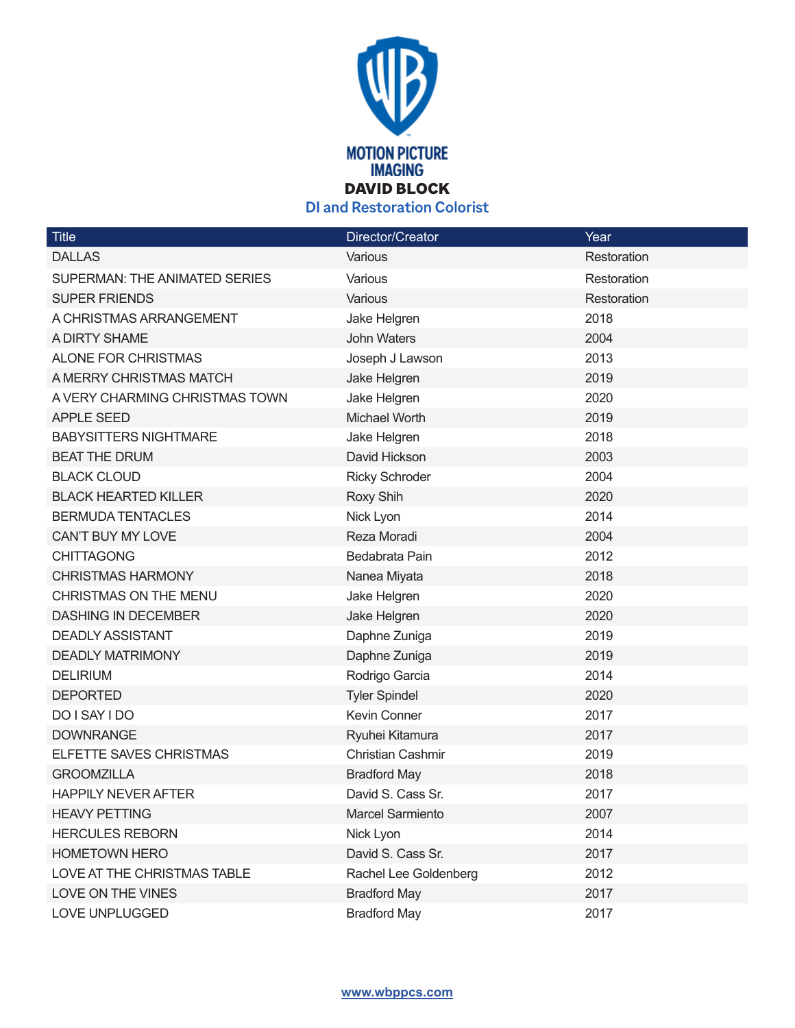**MOTION PICTURE IMAGING**

# DAVID BLOCK

## DI and Restoration Colorist

| Title | Director/Creator | Year |
|---|---|---|
| DALLAS | Various | Restoration |
| SUPERMAN: THE ANIMATED SERIES | Various | Restoration |
| SUPER FRIENDS | Various | Restoration |
| A CHRISTMAS ARRANGEMENT | Jake Helgren | 2018 |
| A DIRTY SHAME | John Waters | 2004 |
| ALONE FOR CHRISTMAS | Joseph J Lawson | 2013 |
| A MERRY CHRISTMAS MATCH | Jake Helgren | 2019 |
| A VERY CHARMING CHRISTMAS TOWN | Jake Helgren | 2020 |
| APPLE SEED | Michael Worth | 2019 |
| BABYSITTERS NIGHTMARE | Jake Helgren | 2018 |
| BEAT THE DRUM | David Hickson | 2003 |
| BLACK CLOUD | Ricky Schroder | 2004 |
| BLACK HEARTED KILLER | Roxy Shih | 2020 |
| BERMUDA TENTACLES | Nick Lyon | 2014 |
| CAN'T BUY MY LOVE | Reza Moradi | 2004 |
| CHITTAGONG | Bedabrata Pain | 2012 |
| CHRISTMAS HARMONY | Nanea Miyata | 2018 |
| CHRISTMAS ON THE MENU | Jake Helgren | 2020 |
| DASHING IN DECEMBER | Jake Helgren | 2020 |
| DEADLY ASSISTANT | Daphne Zuniga | 2019 |
| DEADLY MATRIMONY | Daphne Zuniga | 2019 |
| DELIRIUM | Rodrigo Garcia | 2014 |
| DEPORTED | Tyler Spindel | 2020 |
| DO I SAY I DO | Kevin Conner | 2017 |
| DOWNRANGE | Ryuhei Kitamura | 2017 |
| ELFETTE SAVES CHRISTMAS | Christian Cashmir | 2019 |
| GROOMZILLA | Bradford May | 2018 |
| HAPPILY NEVER AFTER | David S. Cass Sr. | 2017 |
| HEAVY PETTING | Marcel Sarmiento | 2007 |
| HERCULES REBORN | Nick Lyon | 2014 |
| HOMETOWN HERO | David S. Cass Sr. | 2017 |
| LOVE AT THE CHRISTMAS TABLE | Rachel Lee Goldenberg | 2012 |
| LOVE ON THE VINES | Bradford May | 2017 |
| LOVE UNPLUGGED | Bradford May | 2017 |

www.wbppcs.com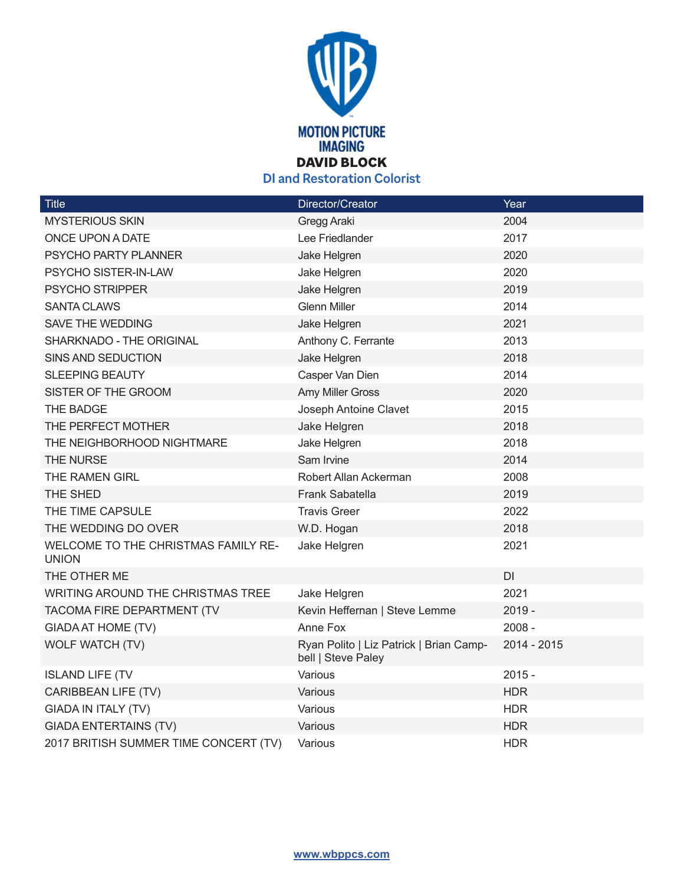MOTION PICTURE IMAGING

# DAVID BLOCK

## DI and Restoration Colorist

| Title | Director/Creator | Year |
|---|---|---|
| MYSTERIOUS SKIN | Gregg Araki | 2004 |
| ONCE UPON A DATE | Lee Friedlander | 2017 |
| PSYCHO PARTY PLANNER | Jake Helgren | 2020 |
| PSYCHO SISTER-IN-LAW | Jake Helgren | 2020 |
| PSYCHO STRIPPER | Jake Helgren | 2019 |
| SANTA CLAWS | Glenn Miller | 2014 |
| SAVE THE WEDDING | Jake Helgren | 2021 |
| SHARKNADO - THE ORIGINAL | Anthony C. Ferrante | 2013 |
| SINS AND SEDUCTION | Jake Helgren | 2018 |
| SLEEPING BEAUTY | Casper Van Dien | 2014 |
| SISTER OF THE GROOM | Amy Miller Gross | 2020 |
| THE BADGE | Joseph Antoine Clavet | 2015 |
| THE PERFECT MOTHER | Jake Helgren | 2018 |
| THE NEIGHBORHOOD NIGHTMARE | Jake Helgren | 2018 |
| THE NURSE | Sam Irvine | 2014 |
| THE RAMEN GIRL | Robert Allan Ackerman | 2008 |
| THE SHED | Frank Sabatella | 2019 |
| THE TIME CAPSULE | Travis Greer | 2022 |
| THE WEDDING DO OVER | W.D. Hogan | 2018 |
| WELCOME TO THE CHRISTMAS FAMILY RE-UNION | Jake Helgren | 2021 |
| THE OTHER ME | | DI |
| WRITING AROUND THE CHRISTMAS TREE | Jake Helgren | 2021 |
| TACOMA FIRE DEPARTMENT (TV | Kevin Heffernan \| Steve Lemme | 2019 - |
| GIADA AT HOME (TV) | Anne Fox | 2008 - |
| WOLF WATCH (TV) | Ryan Polito \| Liz Patrick \| Brian Campbell \| Steve Paley | 2014 - 2015 |
| ISLAND LIFE (TV | Various | 2015 - |
| CARIBBEAN LIFE (TV) | Various | HDR |
| GIADA IN ITALY (TV) | Various | HDR |
| GIADA ENTERTAINS (TV) | Various | HDR |
| 2017 BRITISH SUMMER TIME CONCERT (TV) | Various | HDR |

www.wbppcs.com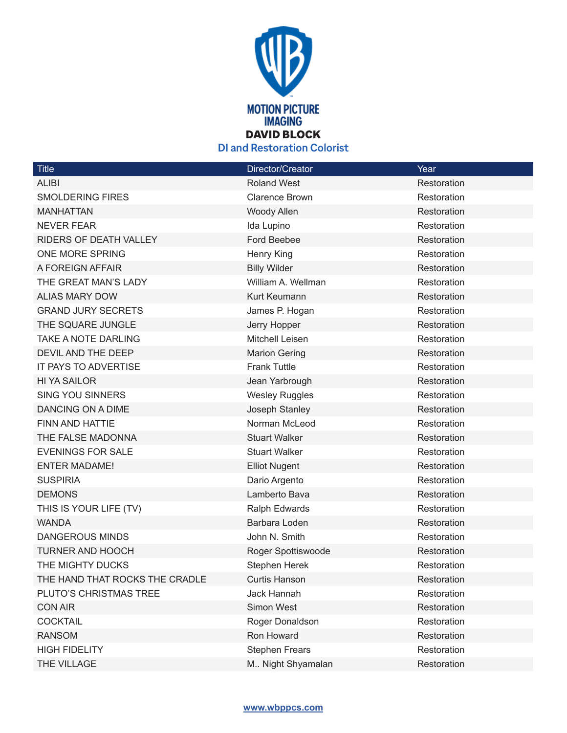MOTION PICTURE IMAGING

**DAVID BLOCK**

**DI and Restoration Colorist**

| Title | Director/Creator | Year |
|---|---|---|
| ALIBI | Roland West | Restoration |
| SMOLDERING FIRES | Clarence Brown | Restoration |
| MANHATTAN | Woody Allen | Restoration |
| NEVER FEAR | Ida Lupino | Restoration |
| RIDERS OF DEATH VALLEY | Ford Beebee | Restoration |
| ONE MORE SPRING | Henry King | Restoration |
| A FOREIGN AFFAIR | Billy Wilder | Restoration |
| THE GREAT MAN'S LADY | William A. Wellman | Restoration |
| ALIAS MARY DOW | Kurt Keumann | Restoration |
| GRAND JURY SECRETS | James P. Hogan | Restoration |
| THE SQUARE JUNGLE | Jerry Hopper | Restoration |
| TAKE A NOTE DARLING | Mitchell Leisen | Restoration |
| DEVIL AND THE DEEP | Marion Gering | Restoration |
| IT PAYS TO ADVERTISE | Frank Tuttle | Restoration |
| HI YA SAILOR | Jean Yarbrough | Restoration |
| SING YOU SINNERS | Wesley Ruggles | Restoration |
| DANCING ON A DIME | Joseph Stanley | Restoration |
| FINN AND HATTIE | Norman McLeod | Restoration |
| THE FALSE MADONNA | Stuart Walker | Restoration |
| EVENINGS FOR SALE | Stuart Walker | Restoration |
| ENTER MADAME! | Elliot Nugent | Restoration |
| SUSPIRIA | Dario Argento | Restoration |
| DEMONS | Lamberto Bava | Restoration |
| THIS IS YOUR LIFE (TV) | Ralph Edwards | Restoration |
| WANDA | Barbara Loden | Restoration |
| DANGEROUS MINDS | John N. Smith | Restoration |
| TURNER AND HOOCH | Roger Spottiswoode | Restoration |
| THE MIGHTY DUCKS | Stephen Herek | Restoration |
| THE HAND THAT ROCKS THE CRADLE | Curtis Hanson | Restoration |
| PLUTO'S CHRISTMAS TREE | Jack Hannah | Restoration |
| CON AIR | Simon West | Restoration |
| COCKTAIL | Roger Donaldson | Restoration |
| RANSOM | Ron Howard | Restoration |
| HIGH FIDELITY | Stephen Frears | Restoration |
| THE VILLAGE | M.. Night Shyamalan | Restoration |

www.wbppcs.com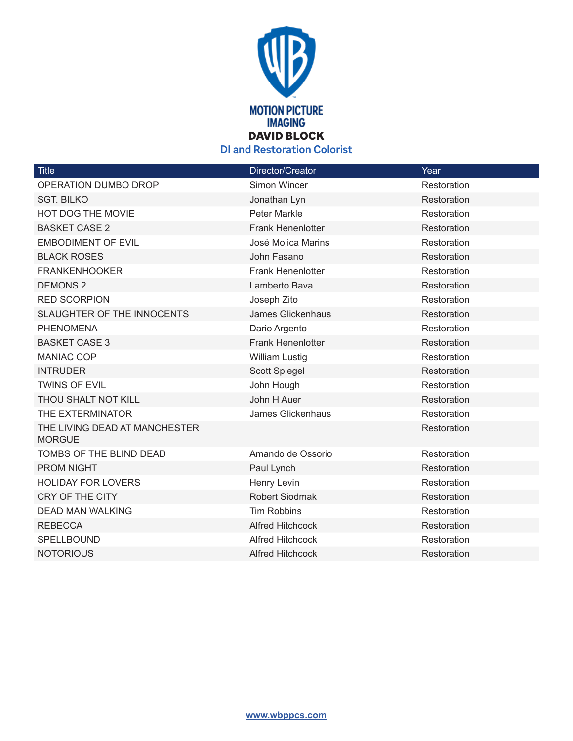MOTION PICTURE IMAGING

**DAVID BLOCK**

**DI and Restoration Colorist**

| Title | Director/Creator | Year |
|---|---|---|
| OPERATION DUMBO DROP | Simon Wincer | Restoration |
| SGT. BILKO | Jonathan Lyn | Restoration |
| HOT DOG THE MOVIE | Peter Markle | Restoration |
| BASKET CASE 2 | Frank Henenlotter | Restoration |
| EMBODIMENT OF EVIL | José Mojica Marins | Restoration |
| BLACK ROSES | John Fasano | Restoration |
| FRANKENHOOKER | Frank Henenlotter | Restoration |
| DEMONS 2 | Lamberto Bava | Restoration |
| RED SCORPION | Joseph Zito | Restoration |
| SLAUGHTER OF THE INNOCENTS | James Glickenhaus | Restoration |
| PHENOMENA | Dario Argento | Restoration |
| BASKET CASE 3 | Frank Henenlotter | Restoration |
| MANIAC COP | William Lustig | Restoration |
| INTRUDER | Scott Spiegel | Restoration |
| TWINS OF EVIL | John Hough | Restoration |
| THOU SHALT NOT KILL | John H Auer | Restoration |
| THE EXTERMINATOR | James Glickenhaus | Restoration |
| THE LIVING DEAD AT MANCHESTER MORGUE | | Restoration |
| TOMBS OF THE BLIND DEAD | Amando de Ossorio | Restoration |
| PROM NIGHT | Paul Lynch | Restoration |
| HOLIDAY FOR LOVERS | Henry Levin | Restoration |
| CRY OF THE CITY | Robert Siodmak | Restoration |
| DEAD MAN WALKING | Tim Robbins | Restoration |
| REBECCA | Alfred Hitchcock | Restoration |
| SPELLBOUND | Alfred Hitchcock | Restoration |
| NOTORIOUS | Alfred Hitchcock | Restoration |

www.wbppcs.com